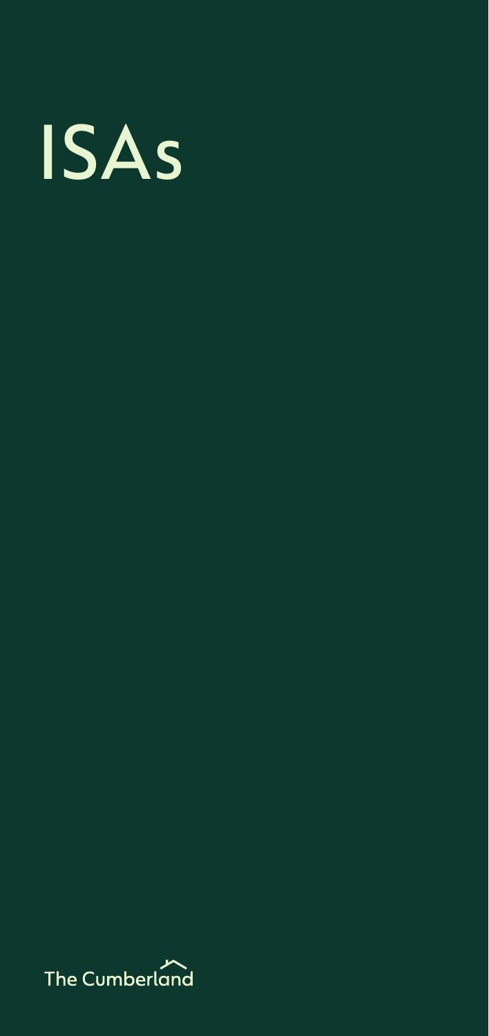# ISAs

The Cumberland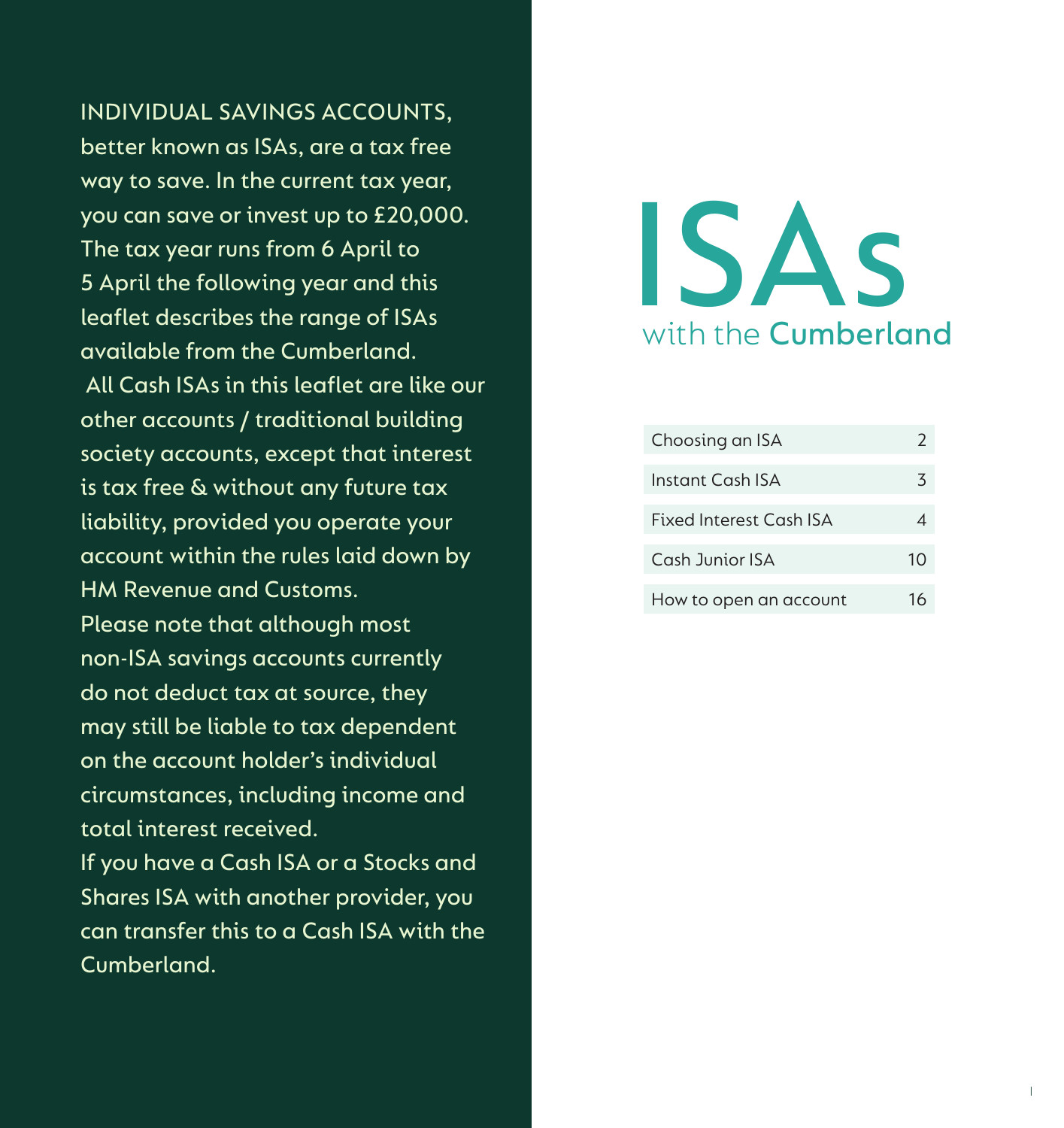# ISAs

## with the Cumberland

| Choosing an ISA | 2 |
|---|---|
| Instant Cash ISA | 3 |
| Fixed Interest Cash ISA | 4 |
| Cash Junior ISA | 10 |
| How to open an account | 16 |

INDIVIDUAL SAVINGS ACCOUNTS, better known as ISAs, are a tax free way to save. In the current tax year, you can save or invest up to £20,000. The tax year runs from 6 April to 5 April the following year and this leaflet describes the range of ISAs available from the Cumberland.

All Cash ISAs in this leaflet are like our other accounts / traditional building society accounts, except that interest is tax free & without any future tax liability, provided you operate your account within the rules laid down by HM Revenue and Customs.

Please note that although most non-ISA savings accounts currently do not deduct tax at source, they may still be liable to tax dependent on the account holder's individual circumstances, including income and total interest received.

If you have a Cash ISA or a Stocks and Shares ISA with another provider, you can transfer this to a Cash ISA with the Cumberland.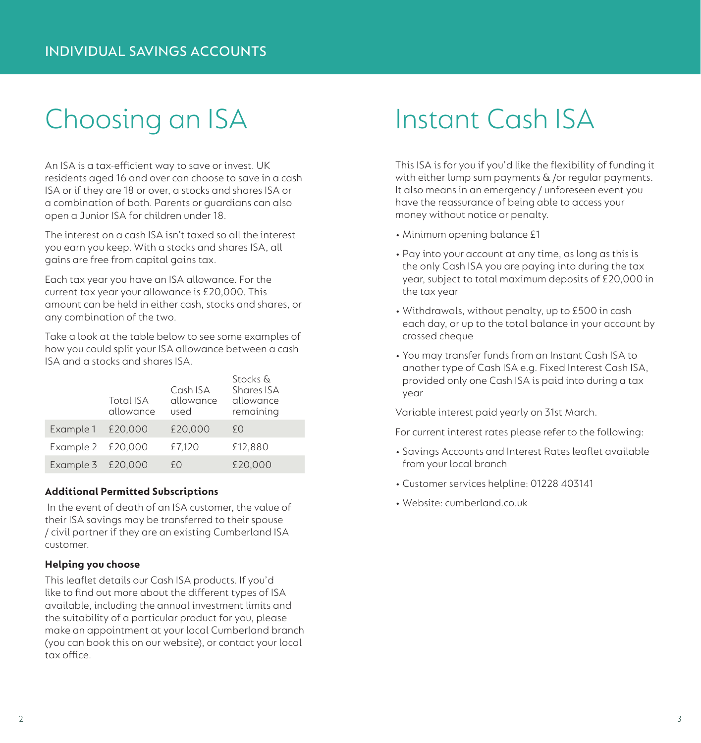# Choosing an ISA

An ISA is a tax-efficient way to save or invest. UK residents aged 16 and over can choose to save in a cash ISA or if they are 18 or over, a stocks and shares ISA or a combination of both. Parents or guardians can also open a Junior ISA for children under 18.

The interest on a cash ISA isn't taxed so all the interest you earn you keep. With a stocks and shares ISA, all gains are free from capital gains tax.

Each tax year you have an ISA allowance. For the current tax year your allowance is £20,000. This amount can be held in either cash, stocks and shares, or any combination of the two.

Take a look at the table below to see some examples of how you could split your ISA allowance between a cash ISA and a stocks and shares ISA.

| | Total ISA allowance | Cash ISA allowance used | Stocks & Shares ISA allowance remaining |
|---|---|---|---|
| Example 1 | £20,000 | £20,000 | £0 |
| Example 2 | £20,000 | £7,120 | £12,880 |
| Example 3 | £20,000 | £0 | £20,000 |

**Additional Permitted Subscriptions**

In the event of death of an ISA customer, the value of their ISA savings may be transferred to their spouse / civil partner if they are an existing Cumberland ISA customer.

**Helping you choose**

This leaflet details our Cash ISA products. If you'd like to find out more about the different types of ISA available, including the annual investment limits and the suitability of a particular product for you, please make an appointment at your local Cumberland branch (you can book this on our website), or contact your local tax office.

# Instant Cash ISA

This ISA is for you if you'd like the flexibility of funding it with either lump sum payments & /or regular payments. It also means in an emergency / unforeseen event you have the reassurance of being able to access your money without notice or penalty.

- Minimum opening balance £1
- Pay into your account at any time, as long as this is the only Cash ISA you are paying into during the tax year, subject to total maximum deposits of £20,000 in the tax year
- Withdrawals, without penalty, up to £500 in cash each day, or up to the total balance in your account by crossed cheque
- You may transfer funds from an Instant Cash ISA to another type of Cash ISA e.g. Fixed Interest Cash ISA, provided only one Cash ISA is paid into during a tax year

Variable interest paid yearly on 31st March.

For current interest rates please refer to the following:

- Savings Accounts and Interest Rates leaflet available from your local branch
- Customer services helpline: 01228 403141
- Website: cumberland.co.uk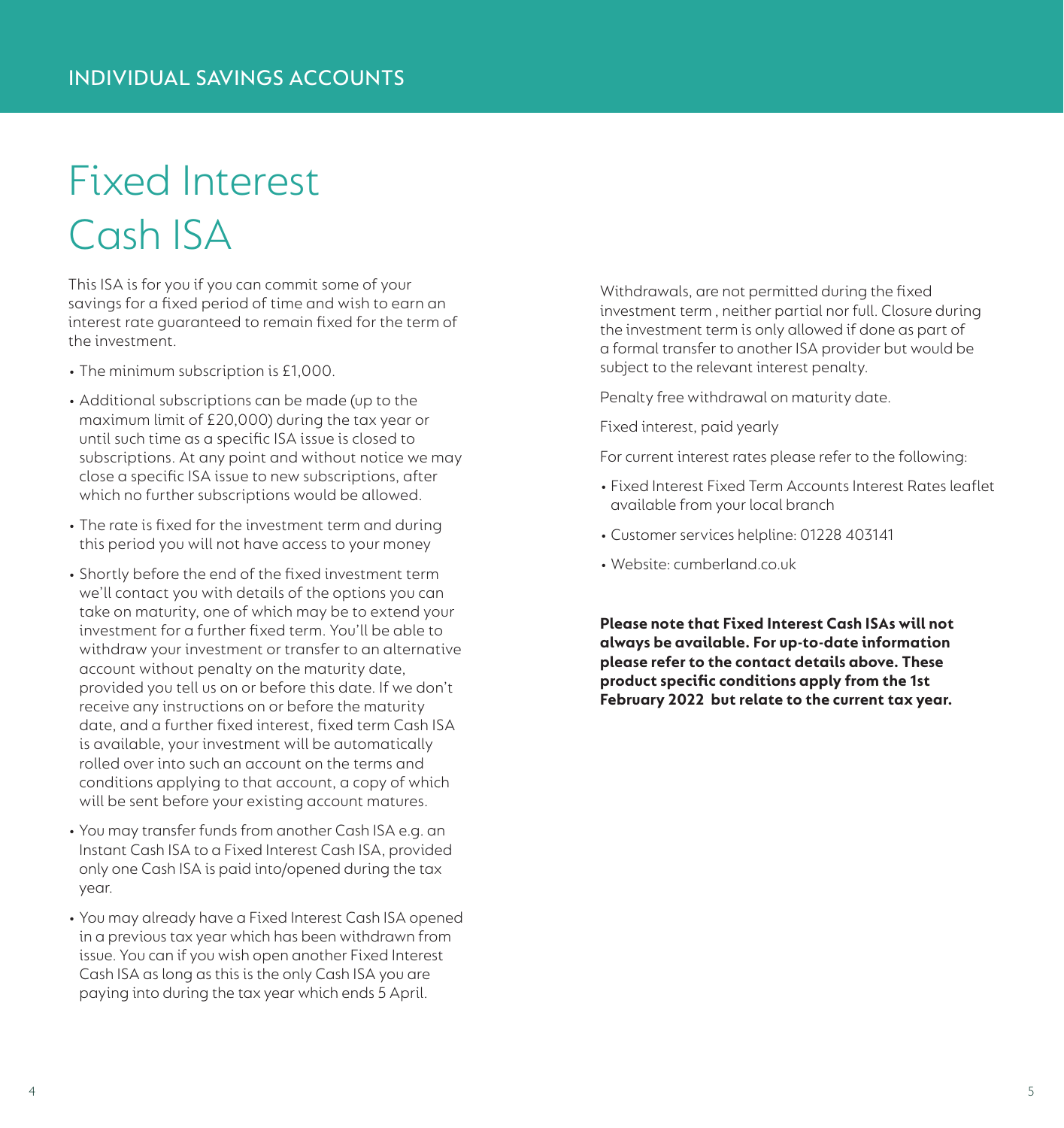# Fixed Interest Cash ISA

This ISA is for you if you can commit some of your savings for a fixed period of time and wish to earn an interest rate guaranteed to remain fixed for the term of the investment.

- The minimum subscription is £1,000.
- Additional subscriptions can be made (up to the maximum limit of £20,000) during the tax year or until such time as a specific ISA issue is closed to subscriptions. At any point and without notice we may close a specific ISA issue to new subscriptions, after which no further subscriptions would be allowed.
- The rate is fixed for the investment term and during this period you will not have access to your money
- Shortly before the end of the fixed investment term we'll contact you with details of the options you can take on maturity, one of which may be to extend your investment for a further fixed term. You'll be able to withdraw your investment or transfer to an alternative account without penalty on the maturity date, provided you tell us on or before this date. If we don't receive any instructions on or before the maturity date, and a further fixed interest, fixed term Cash ISA is available, your investment will be automatically rolled over into such an account on the terms and conditions applying to that account, a copy of which will be sent before your existing account matures.
- You may transfer funds from another Cash ISA e.g. an Instant Cash ISA to a Fixed Interest Cash ISA, provided only one Cash ISA is paid into/opened during the tax year.
- You may already have a Fixed Interest Cash ISA opened in a previous tax year which has been withdrawn from issue. You can if you wish open another Fixed Interest Cash ISA as long as this is the only Cash ISA you are paying into during the tax year which ends 5 April.

Withdrawals, are not permitted during the fixed investment term , neither partial nor full. Closure during the investment term is only allowed if done as part of a formal transfer to another ISA provider but would be subject to the relevant interest penalty.

Penalty free withdrawal on maturity date.

Fixed interest, paid yearly

For current interest rates please refer to the following:

- Fixed Interest Fixed Term Accounts Interest Rates leaflet available from your local branch
- Customer services helpline: 01228 403141
- Website: cumberland.co.uk

**Please note that Fixed Interest Cash ISAs will not always be available. For up-to-date information please refer to the contact details above. These product specific conditions apply from the 1st February 2022 but relate to the current tax year.**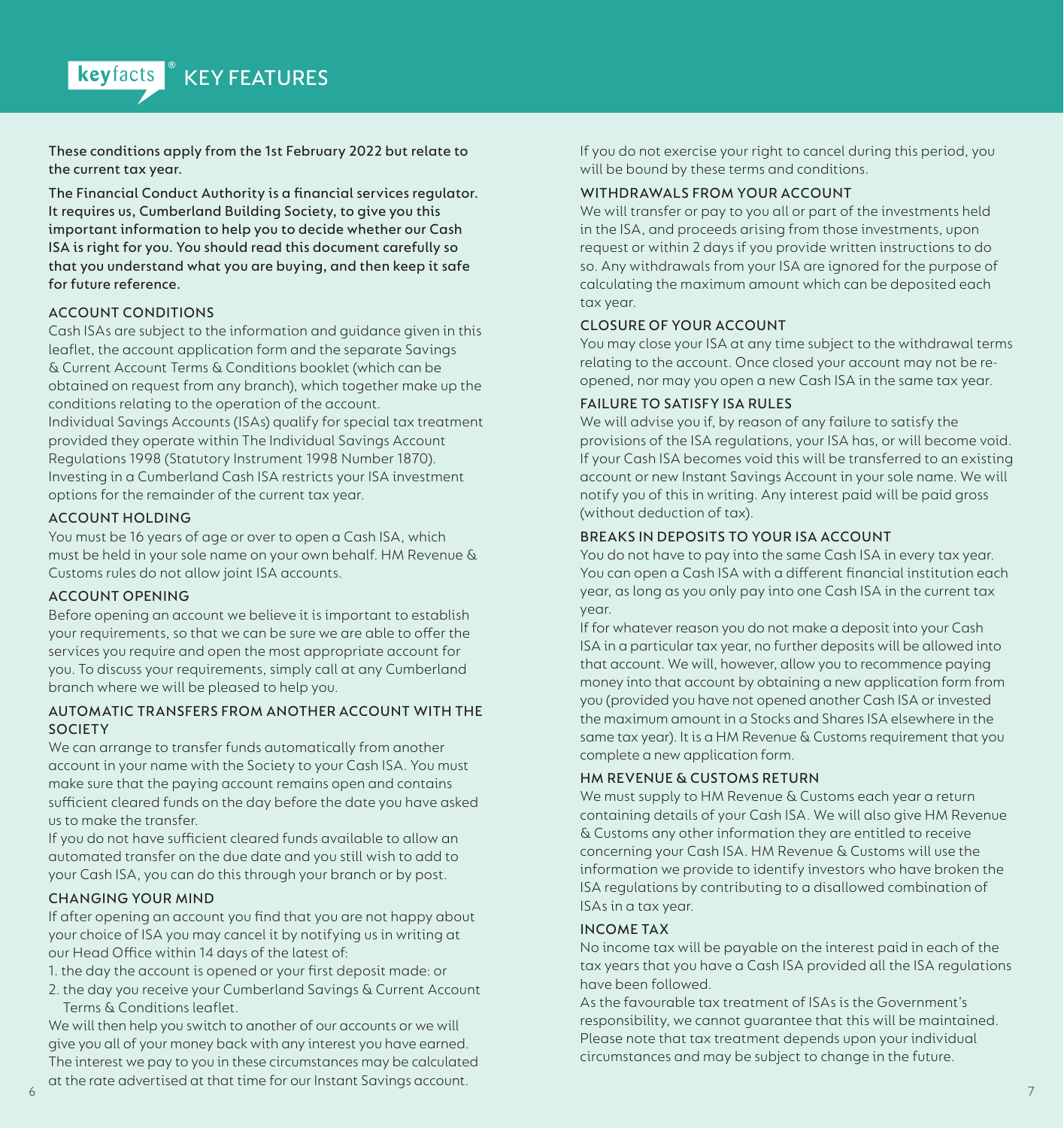# keyfacts® KEY FEATURES

**These conditions apply from the 1st February 2022 but relate to the current tax year.**

**The Financial Conduct Authority is a financial services regulator. It requires us, Cumberland Building Society, to give you this important information to help you to decide whether our Cash ISA is right for you. You should read this document carefully so that you understand what you are buying, and then keep it safe for future reference.**

## ACCOUNT CONDITIONS

Cash ISAs are subject to the information and guidance given in this leaflet, the account application form and the separate Savings & Current Account Terms & Conditions booklet (which can be obtained on request from any branch), which together make up the conditions relating to the operation of the account.

Individual Savings Accounts (ISAs) qualify for special tax treatment provided they operate within The Individual Savings Account Regulations 1998 (Statutory Instrument 1998 Number 1870). Investing in a Cumberland Cash ISA restricts your ISA investment options for the remainder of the current tax year.

## ACCOUNT HOLDING

You must be 16 years of age or over to open a Cash ISA, which must be held in your sole name on your own behalf. HM Revenue & Customs rules do not allow joint ISA accounts.

## ACCOUNT OPENING

Before opening an account we believe it is important to establish your requirements, so that we can be sure we are able to offer the services you require and open the most appropriate account for you. To discuss your requirements, simply call at any Cumberland branch where we will be pleased to help you.

## AUTOMATIC TRANSFERS FROM ANOTHER ACCOUNT WITH THE SOCIETY

We can arrange to transfer funds automatically from another account in your name with the Society to your Cash ISA. You must make sure that the paying account remains open and contains sufficient cleared funds on the day before the date you have asked us to make the transfer.

If you do not have sufficient cleared funds available to allow an automated transfer on the due date and you still wish to add to your Cash ISA, you can do this through your branch or by post.

## CHANGING YOUR MIND

If after opening an account you find that you are not happy about your choice of ISA you may cancel it by notifying us in writing at our Head Office within 14 days of the latest of:

1. the day the account is opened or your first deposit made: or
2. the day you receive your Cumberland Savings & Current Account Terms & Conditions leaflet.

We will then help you switch to another of our accounts or we will give you all of your money back with any interest you have earned. The interest we pay to you in these circumstances may be calculated at the rate advertised at that time for our Instant Savings account.

If you do not exercise your right to cancel during this period, you will be bound by these terms and conditions.

## WITHDRAWALS FROM YOUR ACCOUNT

We will transfer or pay to you all or part of the investments held in the ISA, and proceeds arising from those investments, upon request or within 2 days if you provide written instructions to do so. Any withdrawals from your ISA are ignored for the purpose of calculating the maximum amount which can be deposited each tax year.

## CLOSURE OF YOUR ACCOUNT

You may close your ISA at any time subject to the withdrawal terms relating to the account. Once closed your account may not be re-opened, nor may you open a new Cash ISA in the same tax year.

## FAILURE TO SATISFY ISA RULES

We will advise you if, by reason of any failure to satisfy the provisions of the ISA regulations, your ISA has, or will become void. If your Cash ISA becomes void this will be transferred to an existing account or new Instant Savings Account in your sole name. We will notify you of this in writing. Any interest paid will be paid gross (without deduction of tax).

## BREAKS IN DEPOSITS TO YOUR ISA ACCOUNT

You do not have to pay into the same Cash ISA in every tax year. You can open a Cash ISA with a different financial institution each year, as long as you only pay into one Cash ISA in the current tax year.

If for whatever reason you do not make a deposit into your Cash ISA in a particular tax year, no further deposits will be allowed into that account. We will, however, allow you to recommence paying money into that account by obtaining a new application form from you (provided you have not opened another Cash ISA or invested the maximum amount in a Stocks and Shares ISA elsewhere in the same tax year). It is a HM Revenue & Customs requirement that you complete a new application form.

## HM REVENUE & CUSTOMS RETURN

We must supply to HM Revenue & Customs each year a return containing details of your Cash ISA. We will also give HM Revenue & Customs any other information they are entitled to receive concerning your Cash ISA. HM Revenue & Customs will use the information we provide to identify investors who have broken the ISA regulations by contributing to a disallowed combination of ISAs in a tax year.

## INCOME TAX

No income tax will be payable on the interest paid in each of the tax years that you have a Cash ISA provided all the ISA regulations have been followed.

As the favourable tax treatment of ISAs is the Government's responsibility, we cannot guarantee that this will be maintained. Please note that tax treatment depends upon your individual circumstances and may be subject to change in the future.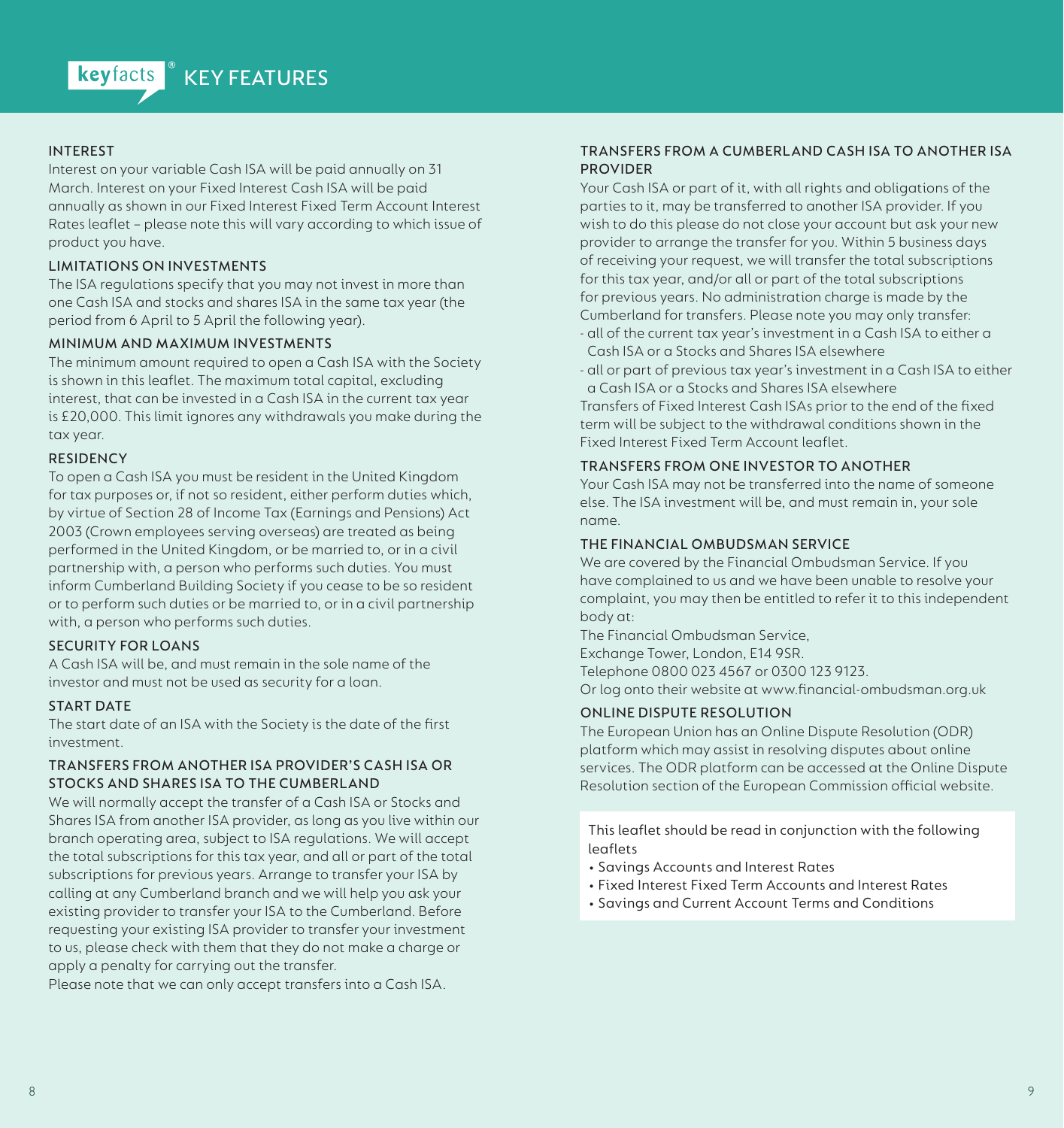# keyfacts® KEY FEATURES

### INTEREST

Interest on your variable Cash ISA will be paid annually on 31 March. Interest on your Fixed Interest Cash ISA will be paid annually as shown in our Fixed Interest Fixed Term Account Interest Rates leaflet – please note this will vary according to which issue of product you have.

### LIMITATIONS ON INVESTMENTS

The ISA regulations specify that you may not invest in more than one Cash ISA and stocks and shares ISA in the same tax year (the period from 6 April to 5 April the following year).

### MINIMUM AND MAXIMUM INVESTMENTS

The minimum amount required to open a Cash ISA with the Society is shown in this leaflet. The maximum total capital, excluding interest, that can be invested in a Cash ISA in the current tax year is £20,000. This limit ignores any withdrawals you make during the tax year.

### RESIDENCY

To open a Cash ISA you must be resident in the United Kingdom for tax purposes or, if not so resident, either perform duties which, by virtue of Section 28 of Income Tax (Earnings and Pensions) Act 2003 (Crown employees serving overseas) are treated as being performed in the United Kingdom, or be married to, or in a civil partnership with, a person who performs such duties. You must inform Cumberland Building Society if you cease to be so resident or to perform such duties or be married to, or in a civil partnership with, a person who performs such duties.

### SECURITY FOR LOANS

A Cash ISA will be, and must remain in the sole name of the investor and must not be used as security for a loan.

### START DATE

The start date of an ISA with the Society is the date of the first investment.

### TRANSFERS FROM ANOTHER ISA PROVIDER'S CASH ISA OR STOCKS AND SHARES ISA TO THE CUMBERLAND

We will normally accept the transfer of a Cash ISA or Stocks and Shares ISA from another ISA provider, as long as you live within our branch operating area, subject to ISA regulations. We will accept the total subscriptions for this tax year, and all or part of the total subscriptions for previous years. Arrange to transfer your ISA by calling at any Cumberland branch and we will help you ask your existing provider to transfer your ISA to the Cumberland. Before requesting your existing ISA provider to transfer your investment to us, please check with them that they do not make a charge or apply a penalty for carrying out the transfer.

Please note that we can only accept transfers into a Cash ISA.

### TRANSFERS FROM A CUMBERLAND CASH ISA TO ANOTHER ISA PROVIDER

Your Cash ISA or part of it, with all rights and obligations of the parties to it, may be transferred to another ISA provider. If you wish to do this please do not close your account but ask your new provider to arrange the transfer for you. Within 5 business days of receiving your request, we will transfer the total subscriptions for this tax year, and/or all or part of the total subscriptions for previous years. No administration charge is made by the Cumberland for transfers. Please note you may only transfer:

- all of the current tax year's investment in a Cash ISA to either a Cash ISA or a Stocks and Shares ISA elsewhere
- all or part of previous tax year's investment in a Cash ISA to either a Cash ISA or a Stocks and Shares ISA elsewhere

Transfers of Fixed Interest Cash ISAs prior to the end of the fixed term will be subject to the withdrawal conditions shown in the Fixed Interest Fixed Term Account leaflet.

### TRANSFERS FROM ONE INVESTOR TO ANOTHER

Your Cash ISA may not be transferred into the name of someone else. The ISA investment will be, and must remain in, your sole name.

### THE FINANCIAL OMBUDSMAN SERVICE

We are covered by the Financial Ombudsman Service. If you have complained to us and we have been unable to resolve your complaint, you may then be entitled to refer it to this independent body at:

The Financial Ombudsman Service,
Exchange Tower, London, E14 9SR.
Telephone 0800 023 4567 or 0300 123 9123.
Or log onto their website at www.financial-ombudsman.org.uk

### ONLINE DISPUTE RESOLUTION

The European Union has an Online Dispute Resolution (ODR) platform which may assist in resolving disputes about online services. The ODR platform can be accessed at the Online Dispute Resolution section of the European Commission official website.

This leaflet should be read in conjunction with the following leaflets

- Savings Accounts and Interest Rates
- Fixed Interest Fixed Term Accounts and Interest Rates
- Savings and Current Account Terms and Conditions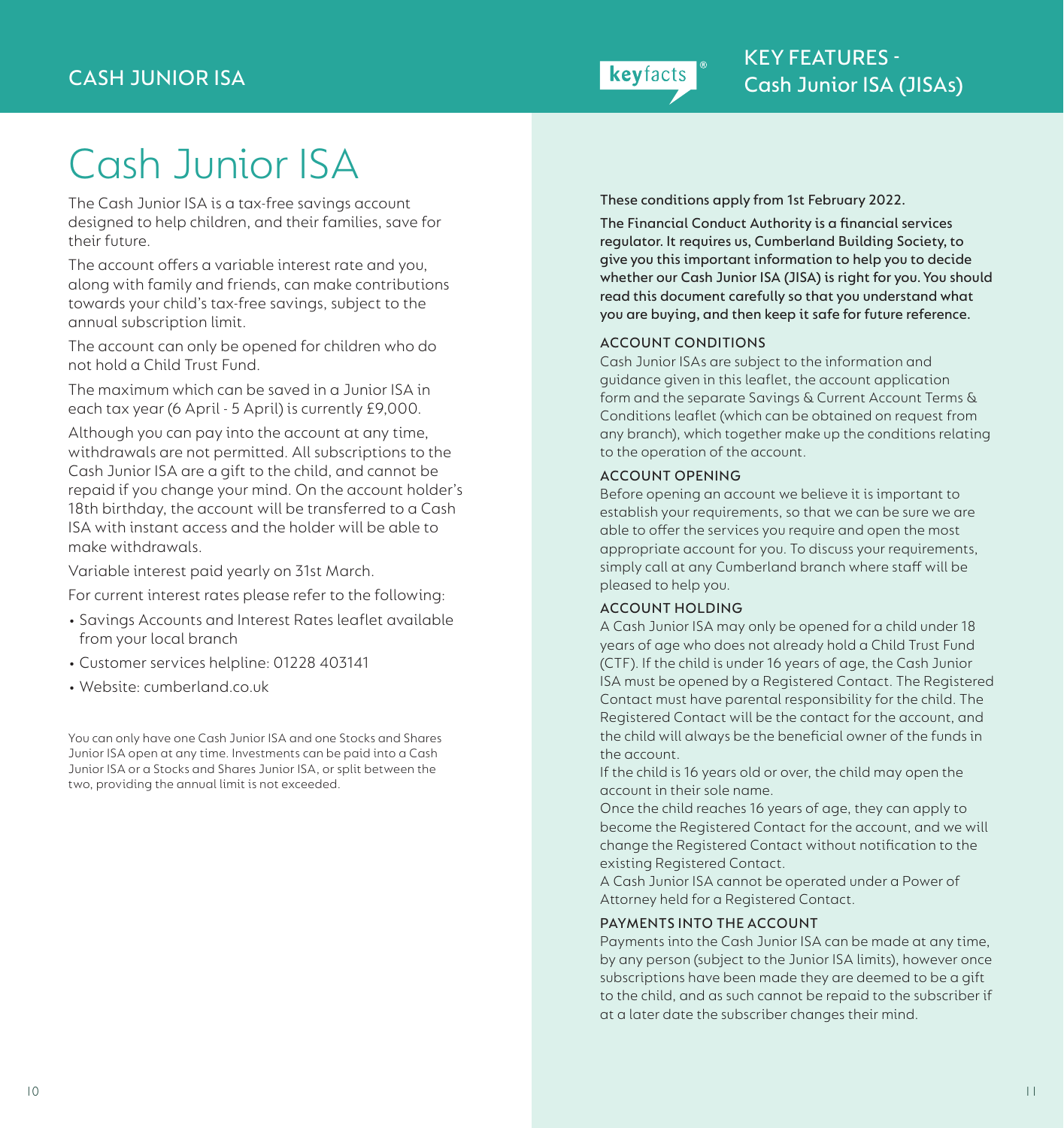CASH JUNIOR ISA

# Cash Junior ISA

The Cash Junior ISA is a tax-free savings account designed to help children, and their families, save for their future.

The account offers a variable interest rate and you, along with family and friends, can make contributions towards your child's tax-free savings, subject to the annual subscription limit.

The account can only be opened for children who do not hold a Child Trust Fund.

The maximum which can be saved in a Junior ISA in each tax year (6 April - 5 April) is currently £9,000.

Although you can pay into the account at any time, withdrawals are not permitted. All subscriptions to the Cash Junior ISA are a gift to the child, and cannot be repaid if you change your mind. On the account holder's 18th birthday, the account will be transferred to a Cash ISA with instant access and the holder will be able to make withdrawals.

Variable interest paid yearly on 31st March.

For current interest rates please refer to the following:

- Savings Accounts and Interest Rates leaflet available from your local branch
- Customer services helpline: 01228 403141
- Website: cumberland.co.uk

You can only have one Cash Junior ISA and one Stocks and Shares Junior ISA open at any time. Investments can be paid into a Cash Junior ISA or a Stocks and Shares Junior ISA, or split between the two, providing the annual limit is not exceeded.

## KEY FEATURES - Cash Junior ISA (JISAs)

**These conditions apply from 1st February 2022.**

**The Financial Conduct Authority is a financial services regulator. It requires us, Cumberland Building Society, to give you this important information to help you to decide whether our Cash Junior ISA (JISA) is right for you. You should read this document carefully so that you understand what you are buying, and then keep it safe for future reference.**

### ACCOUNT CONDITIONS

Cash Junior ISAs are subject to the information and guidance given in this leaflet, the account application form and the separate Savings & Current Account Terms & Conditions leaflet (which can be obtained on request from any branch), which together make up the conditions relating to the operation of the account.

### ACCOUNT OPENING

Before opening an account we believe it is important to establish your requirements, so that we can be sure we are able to offer the services you require and open the most appropriate account for you. To discuss your requirements, simply call at any Cumberland branch where staff will be pleased to help you.

### ACCOUNT HOLDING

A Cash Junior ISA may only be opened for a child under 18 years of age who does not already hold a Child Trust Fund (CTF). If the child is under 16 years of age, the Cash Junior ISA must be opened by a Registered Contact. The Registered Contact must have parental responsibility for the child. The Registered Contact will be the contact for the account, and the child will always be the beneficial owner of the funds in the account.

If the child is 16 years old or over, the child may open the account in their sole name.

Once the child reaches 16 years of age, they can apply to become the Registered Contact for the account, and we will change the Registered Contact without notification to the existing Registered Contact.

A Cash Junior ISA cannot be operated under a Power of Attorney held for a Registered Contact.

### PAYMENTS INTO THE ACCOUNT

Payments into the Cash Junior ISA can be made at any time, by any person (subject to the Junior ISA limits), however once subscriptions have been made they are deemed to be a gift to the child, and as such cannot be repaid to the subscriber if at a later date the subscriber changes their mind.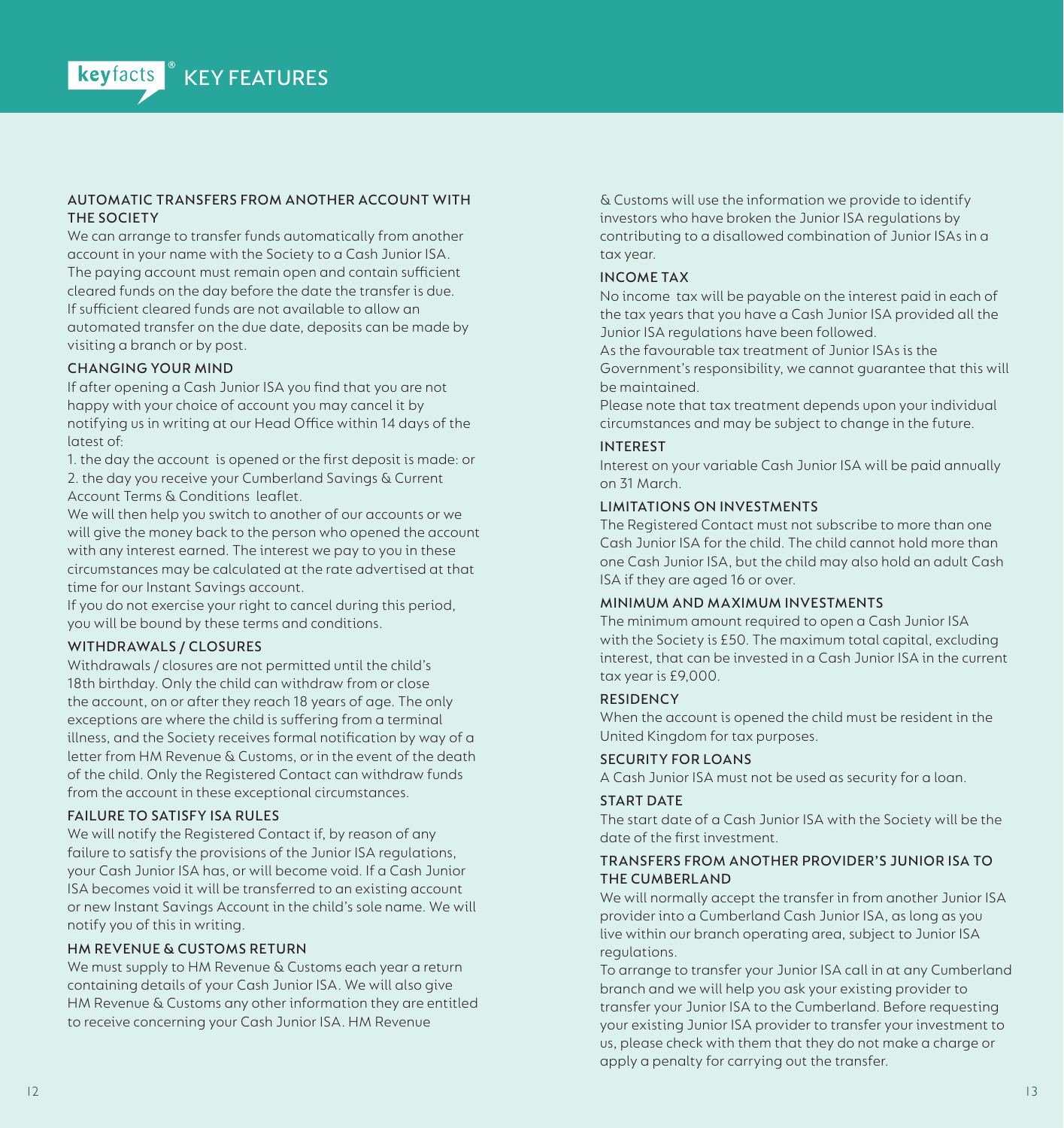# keyfacts® KEY FEATURES

### AUTOMATIC TRANSFERS FROM ANOTHER ACCOUNT WITH THE SOCIETY

We can arrange to transfer funds automatically from another account in your name with the Society to a Cash Junior ISA. The paying account must remain open and contain sufficient cleared funds on the day before the date the transfer is due. If sufficient cleared funds are not available to allow an automated transfer on the due date, deposits can be made by visiting a branch or by post.

### CHANGING YOUR MIND

If after opening a Cash Junior ISA you find that you are not happy with your choice of account you may cancel it by notifying us in writing at our Head Office within 14 days of the latest of:

1. the day the account is opened or the first deposit is made: or
2. the day you receive your Cumberland Savings & Current Account Terms & Conditions leaflet.

We will then help you switch to another of our accounts or we will give the money back to the person who opened the account with any interest earned. The interest we pay to you in these circumstances may be calculated at the rate advertised at that time for our Instant Savings account.

If you do not exercise your right to cancel during this period, you will be bound by these terms and conditions.

### WITHDRAWALS / CLOSURES

Withdrawals / closures are not permitted until the child's 18th birthday. Only the child can withdraw from or close the account, on or after they reach 18 years of age. The only exceptions are where the child is suffering from a terminal illness, and the Society receives formal notification by way of a letter from HM Revenue & Customs, or in the event of the death of the child. Only the Registered Contact can withdraw funds from the account in these exceptional circumstances.

### FAILURE TO SATISFY ISA RULES

We will notify the Registered Contact if, by reason of any failure to satisfy the provisions of the Junior ISA regulations, your Cash Junior ISA has, or will become void. If a Cash Junior ISA becomes void it will be transferred to an existing account or new Instant Savings Account in the child's sole name. We will notify you of this in writing.

### HM REVENUE & CUSTOMS RETURN

We must supply to HM Revenue & Customs each year a return containing details of your Cash Junior ISA. We will also give HM Revenue & Customs any other information they are entitled to receive concerning your Cash Junior ISA. HM Revenue & Customs will use the information we provide to identify investors who have broken the Junior ISA regulations by contributing to a disallowed combination of Junior ISAs in a tax year.

### INCOME TAX

No income tax will be payable on the interest paid in each of the tax years that you have a Cash Junior ISA provided all the Junior ISA regulations have been followed.

As the favourable tax treatment of Junior ISAs is the Government's responsibility, we cannot guarantee that this will be maintained.

Please note that tax treatment depends upon your individual circumstances and may be subject to change in the future.

### INTEREST

Interest on your variable Cash Junior ISA will be paid annually on 31 March.

### LIMITATIONS ON INVESTMENTS

The Registered Contact must not subscribe to more than one Cash Junior ISA for the child. The child cannot hold more than one Cash Junior ISA, but the child may also hold an adult Cash ISA if they are aged 16 or over.

### MINIMUM AND MAXIMUM INVESTMENTS

The minimum amount required to open a Cash Junior ISA with the Society is £50. The maximum total capital, excluding interest, that can be invested in a Cash Junior ISA in the current tax year is £9,000.

### RESIDENCY

When the account is opened the child must be resident in the United Kingdom for tax purposes.

### SECURITY FOR LOANS

A Cash Junior ISA must not be used as security for a loan.

### START DATE

The start date of a Cash Junior ISA with the Society will be the date of the first investment.

### TRANSFERS FROM ANOTHER PROVIDER'S JUNIOR ISA TO THE CUMBERLAND

We will normally accept the transfer in from another Junior ISA provider into a Cumberland Cash Junior ISA, as long as you live within our branch operating area, subject to Junior ISA regulations.

To arrange to transfer your Junior ISA call in at any Cumberland branch and we will help you ask your existing provider to transfer your Junior ISA to the Cumberland. Before requesting your existing Junior ISA provider to transfer your investment to us, please check with them that they do not make a charge or apply a penalty for carrying out the transfer.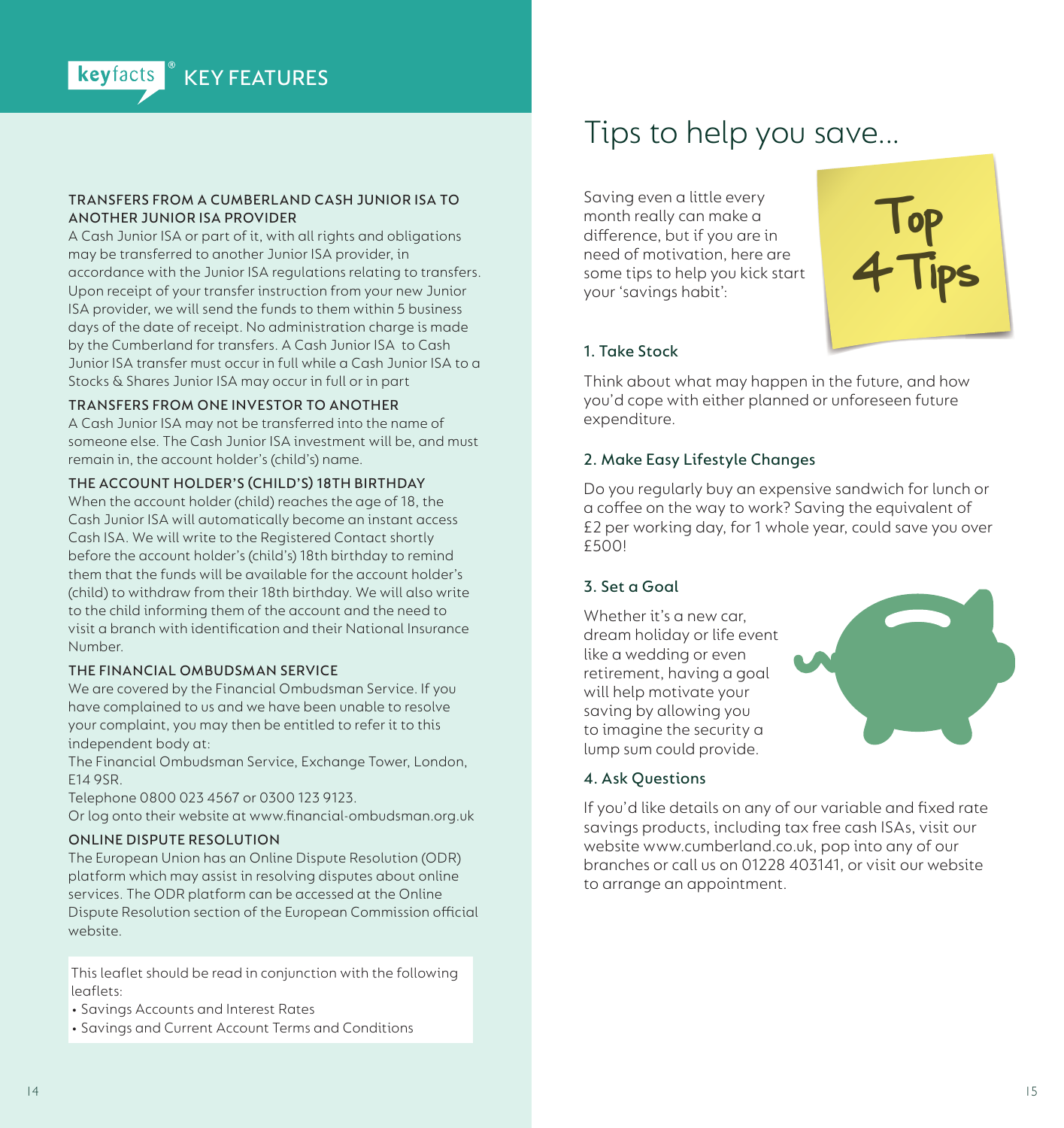keyfacts® KEY FEATURES

### TRANSFERS FROM A CUMBERLAND CASH JUNIOR ISA TO ANOTHER JUNIOR ISA PROVIDER

A Cash Junior ISA or part of it, with all rights and obligations may be transferred to another Junior ISA provider, in accordance with the Junior ISA regulations relating to transfers. Upon receipt of your transfer instruction from your new Junior ISA provider, we will send the funds to them within 5 business days of the date of receipt. No administration charge is made by the Cumberland for transfers. A Cash Junior ISA to Cash Junior ISA transfer must occur in full while a Cash Junior ISA to a Stocks & Shares Junior ISA may occur in full or in part

### TRANSFERS FROM ONE INVESTOR TO ANOTHER

A Cash Junior ISA may not be transferred into the name of someone else. The Cash Junior ISA investment will be, and must remain in, the account holder's (child's) name.

### THE ACCOUNT HOLDER'S (CHILD'S) 18TH BIRTHDAY

When the account holder (child) reaches the age of 18, the Cash Junior ISA will automatically become an instant access Cash ISA. We will write to the Registered Contact shortly before the account holder's (child's) 18th birthday to remind them that the funds will be available for the account holder's (child) to withdraw from their 18th birthday. We will also write to the child informing them of the account and the need to visit a branch with identification and their National Insurance Number.

### THE FINANCIAL OMBUDSMAN SERVICE

We are covered by the Financial Ombudsman Service. If you have complained to us and we have been unable to resolve your complaint, you may then be entitled to refer it to this independent body at:

The Financial Ombudsman Service, Exchange Tower, London, E14 9SR.

Telephone 0800 023 4567 or 0300 123 9123.

Or log onto their website at www.financial-ombudsman.org.uk

### ONLINE DISPUTE RESOLUTION

The European Union has an Online Dispute Resolution (ODR) platform which may assist in resolving disputes about online services. The ODR platform can be accessed at the Online Dispute Resolution section of the European Commission official website.

This leaflet should be read in conjunction with the following leaflets:

- Savings Accounts and Interest Rates
- Savings and Current Account Terms and Conditions

# Tips to help you save...

Saving even a little every month really can make a difference, but if you are in need of motivation, here are some tips to help you kick start your 'savings habit':

Top 4 Tips

### 1. Take Stock

Think about what may happen in the future, and how you'd cope with either planned or unforeseen future expenditure.

### 2. Make Easy Lifestyle Changes

Do you regularly buy an expensive sandwich for lunch or a coffee on the way to work? Saving the equivalent of £2 per working day, for 1 whole year, could save you over £500!

### 3. Set a Goal

Whether it's a new car, dream holiday or life event like a wedding or even retirement, having a goal will help motivate your saving by allowing you to imagine the security a lump sum could provide.

### 4. Ask Questions

If you'd like details on any of our variable and fixed rate savings products, including tax free cash ISAs, visit our website www.cumberland.co.uk, pop into any of our branches or call us on 01228 403141, or visit our website to arrange an appointment.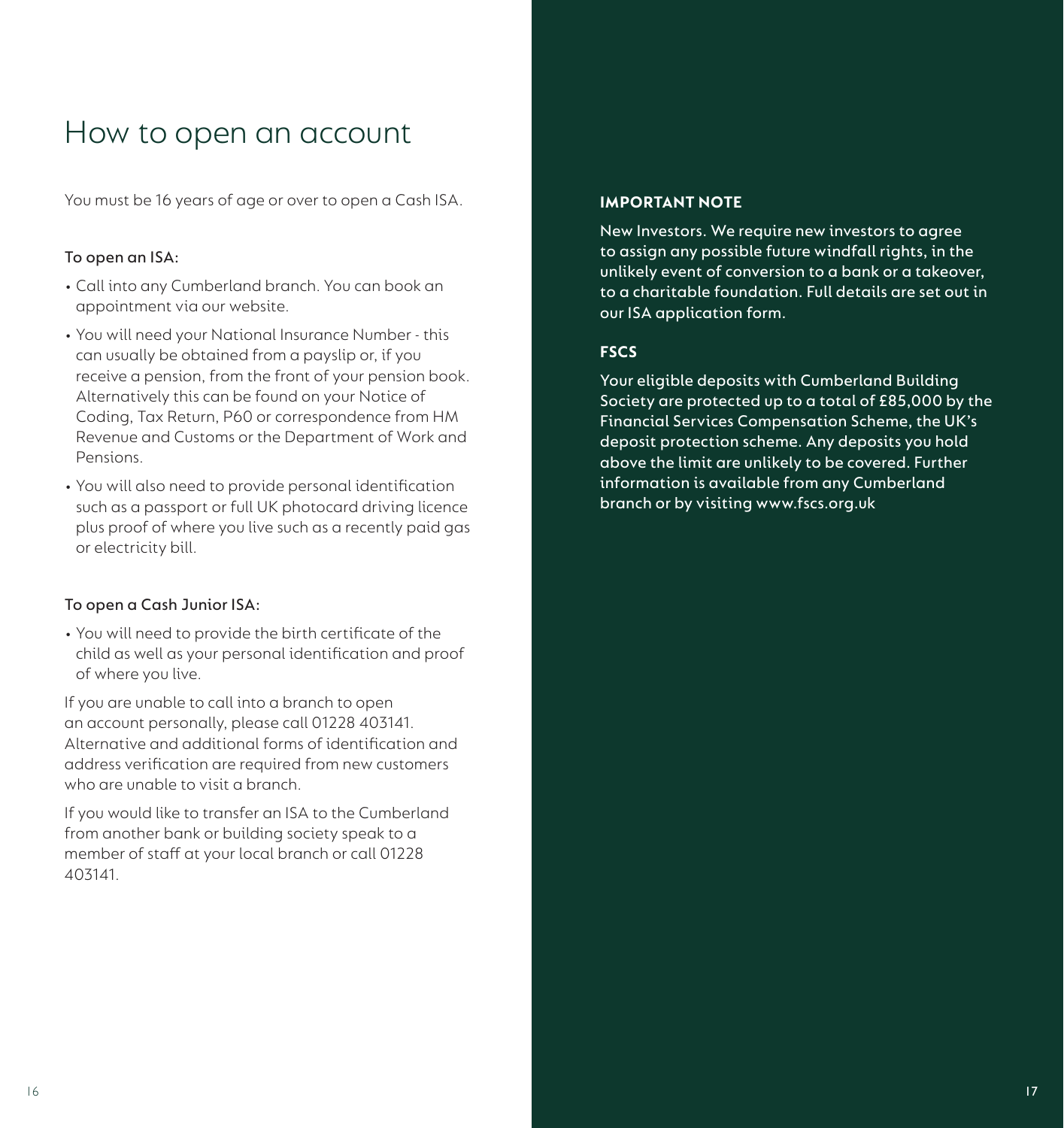# How to open an account

You must be 16 years of age or over to open a Cash ISA.

### To open an ISA:

- Call into any Cumberland branch. You can book an appointment via our website.
- You will need your National Insurance Number - this can usually be obtained from a payslip or, if you receive a pension, from the front of your pension book. Alternatively this can be found on your Notice of Coding, Tax Return, P60 or correspondence from HM Revenue and Customs or the Department of Work and Pensions.
- You will also need to provide personal identification such as a passport or full UK photocard driving licence plus proof of where you live such as a recently paid gas or electricity bill.

### To open a Cash Junior ISA:

- You will need to provide the birth certificate of the child as well as your personal identification and proof of where you live.

If you are unable to call into a branch to open an account personally, please call 01228 403141. Alternative and additional forms of identification and address verification are required from new customers who are unable to visit a branch.

If you would like to transfer an ISA to the Cumberland from another bank or building society speak to a member of staff at your local branch or call 01228 403141.

### IMPORTANT NOTE

New Investors. We require new investors to agree to assign any possible future windfall rights, in the unlikely event of conversion to a bank or a takeover, to a charitable foundation. Full details are set out in our ISA application form.

### FSCS

Your eligible deposits with Cumberland Building Society are protected up to a total of £85,000 by the Financial Services Compensation Scheme, the UK's deposit protection scheme. Any deposits you hold above the limit are unlikely to be covered. Further information is available from any Cumberland branch or by visiting www.fscs.org.uk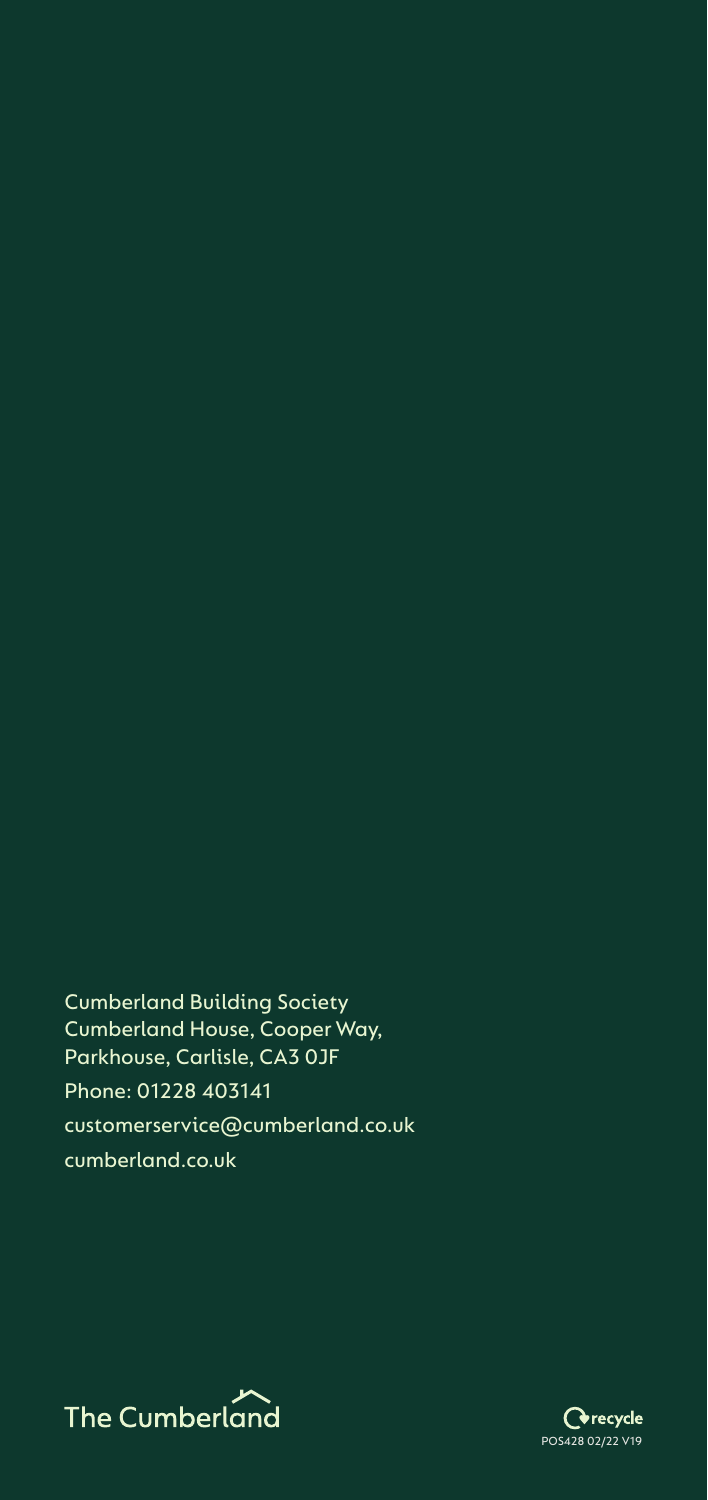Cumberland Building Society
Cumberland House, Cooper Way,
Parkhouse, Carlisle, CA3 0JF

Phone: 01228 403141

customerservice@cumberland.co.uk

cumberland.co.uk

The Cumberland

recycle

POS428 02/22 V19